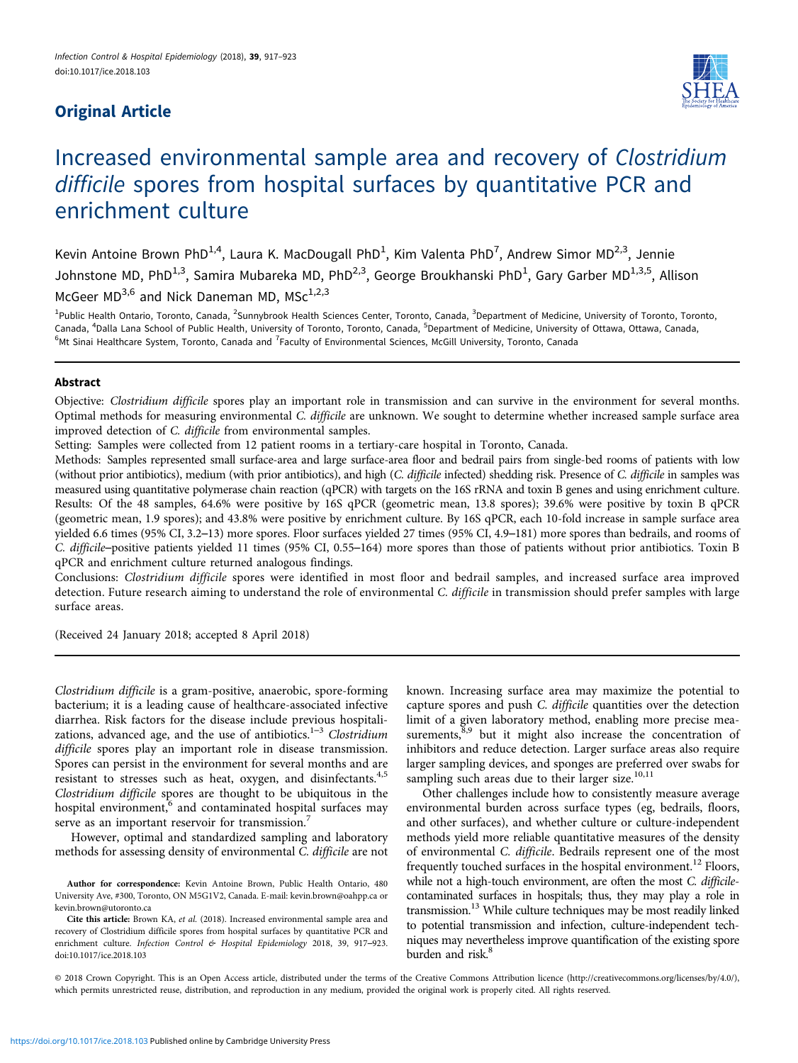## Original Article

# Increased environmental sample area and recovery of *Clostridium difficile* spores from hospital surfaces by quantitative PCR and enrichment culture

Kevin Antoine Brown PhD[1,4], Laura K. MacDougall PhD[1], Kim Valenta PhD[7], Andrew Simor MD[2,3], Jennie Johnstone MD, PhD[1,3], Samira Mubareka MD, PhD[2,3], George Broukhanski PhD[1], Gary Garber MD[1,3,5], Allison McGeer MD[3,6] and Nick Daneman MD, MSc[1,2,3]

[1]Public Health Ontario, Toronto, Canada, [2]Sunnybrook Health Sciences Center, Toronto, Canada, [3]Department of Medicine, University of Toronto, Toronto, Canada, [4]Dalla Lana School of Public Health, University of Toronto, Toronto, Canada, [5]Department of Medicine, University of Ottawa, Ottawa, Canada, [6]Mt Sinai Healthcare System, Toronto, Canada and [7]Faculty of Environmental Sciences, McGill University, Toronto, Canada

### Abstract

Objective: *Clostridium difficile* spores play an important role in transmission and can survive in the environment for several months. Optimal methods for measuring environmental *C. difficile* are unknown. We sought to determine whether increased sample surface area improved detection of *C. difficile* from environmental samples.

Setting: Samples were collected from 12 patient rooms in a tertiary-care hospital in Toronto, Canada.

Methods: Samples represented small surface-area and large surface-area floor and bedrail pairs from single-bed rooms of patients with low (without prior antibiotics), medium (with prior antibiotics), and high (*C. difficile* infected) shedding risk. Presence of *C. difficile* in samples was measured using quantitative polymerase chain reaction (qPCR) with targets on the 16S rRNA and toxin B genes and using enrichment culture.

Results: Of the 48 samples, 64.6% were positive by 16S qPCR (geometric mean, 13.8 spores); 39.6% were positive by toxin B qPCR (geometric mean, 1.9 spores); and 43.8% were positive by enrichment culture. By 16S qPCR, each 10-fold increase in sample surface area yielded 6.6 times (95% CI, 3.2–13) more spores. Floor surfaces yielded 27 times (95% CI, 4.9–181) more spores than bedrails, and rooms of *C. difficile*–positive patients yielded 11 times (95% CI, 0.55–164) more spores than those of patients without prior antibiotics. Toxin B qPCR and enrichment culture returned analogous findings.

Conclusions: *Clostridium difficile* spores were identified in most floor and bedrail samples, and increased surface area improved detection. Future research aiming to understand the role of environmental *C. difficile* in transmission should prefer samples with large surface areas.

(Received 24 January 2018; accepted 8 April 2018)

*Clostridium difficile* is a gram-positive, anaerobic, spore-forming bacterium; it is a leading cause of healthcare-associated infective diarrhea. Risk factors for the disease include previous hospitalizations, advanced age, and the use of antibiotics.[1–3] *Clostridium difficile* spores play an important role in disease transmission. Spores can persist in the environment for several months and are resistant to stresses such as heat, oxygen, and disinfectants.[4,5] *Clostridium difficile* spores are thought to be ubiquitous in the hospital environment,[6] and contaminated hospital surfaces may serve as an important reservoir for transmission.[7]

However, optimal and standardized sampling and laboratory methods for assessing density of environmental *C. difficile* are not known. Increasing surface area may maximize the potential to capture spores and push *C. difficile* quantities over the detection limit of a given laboratory method, enabling more precise measurements,[8,9] but it might also increase the concentration of inhibitors and reduce detection. Larger surface areas also require larger sampling devices, and sponges are preferred over swabs for sampling such areas due to their larger size.[10,11]

Other challenges include how to consistently measure average environmental burden across surface types (eg, bedrails, floors, and other surfaces), and whether culture or culture-independent methods yield more reliable quantitative measures of the density of environmental *C. difficile*. Bedrails represent one of the most frequently touched surfaces in the hospital environment.[12] Floors, while not a high-touch environment, are often the most *C. difficile*-contaminated surfaces in hospitals; thus, they may play a role in transmission.[13] While culture techniques may be most readily linked to potential transmission and infection, culture-independent techniques may nevertheless improve quantification of the existing spore burden and risk.[8]

**Author for correspondence:** Kevin Antoine Brown, Public Health Ontario, 480 University Ave, #300, Toronto, ON M5G1V2, Canada. E-mail: kevin.brown@oahpp.ca or kevin.brown@utoronto.ca

**Cite this article:** Brown KA, *et al.* (2018). Increased environmental sample area and recovery of Clostridium difficile spores from hospital surfaces by quantitative PCR and enrichment culture. *Infection Control & Hospital Epidemiology* 2018, 39, 917–923. doi:10.1017/ice.2018.103

© 2018 Crown Copyright. This is an Open Access article, distributed under the terms of the Creative Commons Attribution licence (http://creativecommons.org/licenses/by/4.0/), which permits unrestricted reuse, distribution, and reproduction in any medium, provided the original work is properly cited. All rights reserved.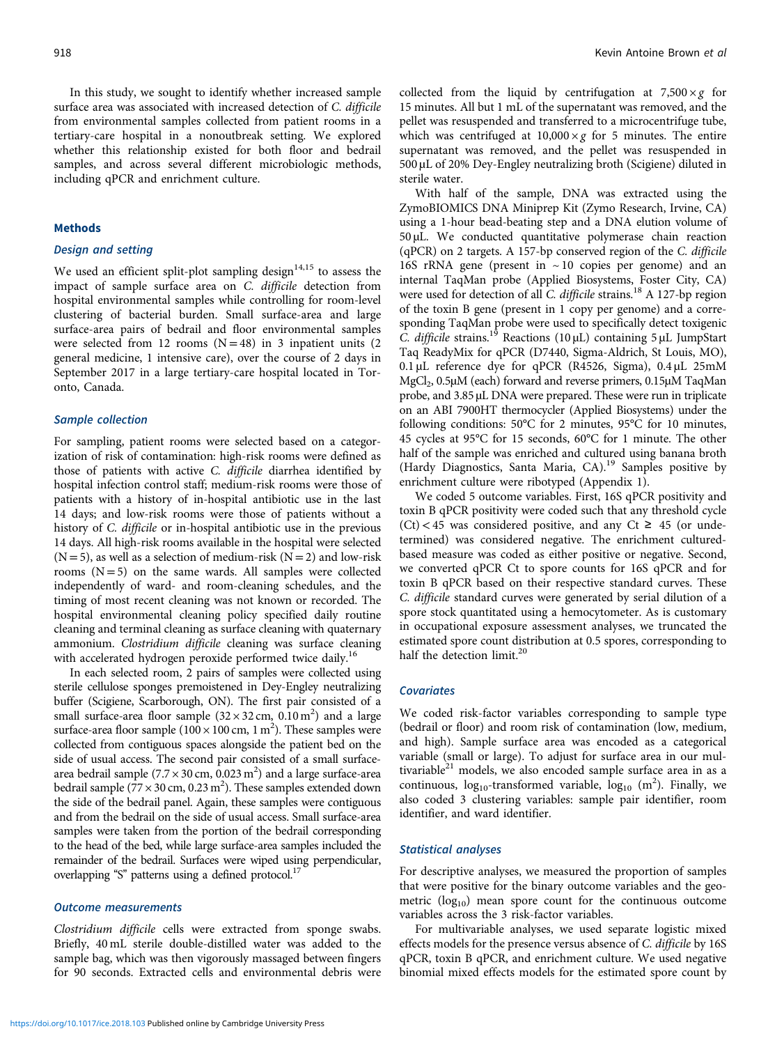In this study, we sought to identify whether increased sample surface area was associated with increased detection of *C. difficile* from environmental samples collected from patient rooms in a tertiary-care hospital in a nonoutbreak setting. We explored whether this relationship existed for both floor and bedrail samples, and across several different microbiologic methods, including qPCR and enrichment culture.

## Methods

### Design and setting

We used an efficient split-plot sampling design[14,15] to assess the impact of sample surface area on *C. difficile* detection from hospital environmental samples while controlling for room-level clustering of bacterial burden. Small surface-area and large surface-area pairs of bedrail and floor environmental samples were selected from 12 rooms (N = 48) in 3 inpatient units (2 general medicine, 1 intensive care), over the course of 2 days in September 2017 in a large tertiary-care hospital located in Toronto, Canada.

### Sample collection

For sampling, patient rooms were selected based on a categorization of risk of contamination: high-risk rooms were defined as those of patients with active *C. difficile* diarrhea identified by hospital infection control staff; medium-risk rooms were those of patients with a history of in-hospital antibiotic use in the last 14 days; and low-risk rooms were those of patients without a history of *C. difficile* or in-hospital antibiotic use in the previous 14 days. All high-risk rooms available in the hospital were selected (N = 5), as well as a selection of medium-risk (N = 2) and low-risk rooms (N = 5) on the same wards. All samples were collected independently of ward- and room-cleaning schedules, and the timing of most recent cleaning was not known or recorded. The hospital environmental cleaning policy specified daily routine cleaning and terminal cleaning as surface cleaning with quaternary ammonium. *Clostridium difficile* cleaning was surface cleaning with accelerated hydrogen peroxide performed twice daily.[16]

In each selected room, 2 pairs of samples were collected using sterile cellulose sponges premoistened in Dey-Engley neutralizing buffer (Scigiene, Scarborough, ON). The first pair consisted of a small surface-area floor sample ($32 \times 32$ cm, $0.10\,m^2$) and a large surface-area floor sample ($100 \times 100$ cm, $1\,m^2$). These samples were collected from contiguous spaces alongside the patient bed on the side of usual access. The second pair consisted of a small surface-area bedrail sample ($7.7 \times 30$ cm, $0.023\,m^2$) and a large surface-area bedrail sample ($77 \times 30$ cm, $0.23\,m^2$). These samples extended down the side of the bedrail panel. Again, these samples were contiguous and from the bedrail on the side of usual access. Small surface-area samples were taken from the portion of the bedrail corresponding to the head of the bed, while large surface-area samples included the remainder of the bedrail. Surfaces were wiped using perpendicular, overlapping "S" patterns using a defined protocol.[17]

### Outcome measurements

*Clostridium difficile* cells were extracted from sponge swabs. Briefly, 40 mL sterile double-distilled water was added to the sample bag, which was then vigorously massaged between fingers for 90 seconds. Extracted cells and environmental debris were collected from the liquid by centrifugation at $7{,}500 \times g$ for 15 minutes. All but 1 mL of the supernatant was removed, and the pellet was resuspended and transferred to a microcentrifuge tube, which was centrifuged at $10{,}000 \times g$ for 5 minutes. The entire supernatant was removed, and the pellet was resuspended in 500 µL of 20% Dey-Engley neutralizing broth (Scigiene) diluted in sterile water.

With half of the sample, DNA was extracted using the ZymoBIOMICS DNA Miniprep Kit (Zymo Research, Irvine, CA) using a 1-hour bead-beating step and a DNA elution volume of 50 µL. We conducted quantitative polymerase chain reaction (qPCR) on 2 targets. A 157-bp conserved region of the *C. difficile* 16S rRNA gene (present in ~10 copies per genome) and an internal TaqMan probe (Applied Biosystems, Foster City, CA) were used for detection of all *C. difficile* strains.[18] A 127-bp region of the toxin B gene (present in 1 copy per genome) and a corresponding TaqMan probe were used to specifically detect toxigenic *C. difficile* strains.[19] Reactions (10 µL) containing 5 µL JumpStart Taq ReadyMix for qPCR (D7440, Sigma-Aldrich, St Louis, MO), 0.1 µL reference dye for qPCR (R4526, Sigma), 0.4 µL 25mM $MgCl_2$, 0.5µM (each) forward and reverse primers, 0.15µM TaqMan probe, and 3.85 µL DNA were prepared. These were run in triplicate on an ABI 7900HT thermocycler (Applied Biosystems) under the following conditions: 50°C for 2 minutes, 95°C for 10 minutes, 45 cycles at 95°C for 15 seconds, 60°C for 1 minute. The other half of the sample was enriched and cultured using banana broth (Hardy Diagnostics, Santa Maria, CA).[19] Samples positive by enrichment culture were ribotyped (Appendix 1).

We coded 5 outcome variables. First, 16S qPCR positivity and toxin B qPCR positivity were coded such that any threshold cycle (Ct) < 45 was considered positive, and any Ct ≥ 45 (or undetermined) was considered negative. The enrichment cultured-based measure was coded as either positive or negative. Second, we converted qPCR Ct to spore counts for 16S qPCR and for toxin B qPCR based on their respective standard curves. These *C. difficile* standard curves were generated by serial dilution of a spore stock quantitated using a hemocytometer. As is customary in occupational exposure assessment analyses, we truncated the estimated spore count distribution at 0.5 spores, corresponding to half the detection limit.[20]

### Covariates

We coded risk-factor variables corresponding to sample type (bedrail or floor) and room risk of contamination (low, medium, and high). Sample surface area was encoded as a categorical variable (small or large). To adjust for surface area in our multivariable[21] models, we also encoded sample surface area in as a continuous, $\log_{10}$-transformed variable, $\log_{10}$ ($m^2$). Finally, we also coded 3 clustering variables: sample pair identifier, room identifier, and ward identifier.

### Statistical analyses

For descriptive analyses, we measured the proportion of samples that were positive for the binary outcome variables and the geometric ($\log_{10}$) mean spore count for the continuous outcome variables across the 3 risk-factor variables.

For multivariable analyses, we used separate logistic mixed effects models for the presence versus absence of *C. difficile* by 16S qPCR, toxin B qPCR, and enrichment culture. We used negative binomial mixed effects models for the estimated spore count by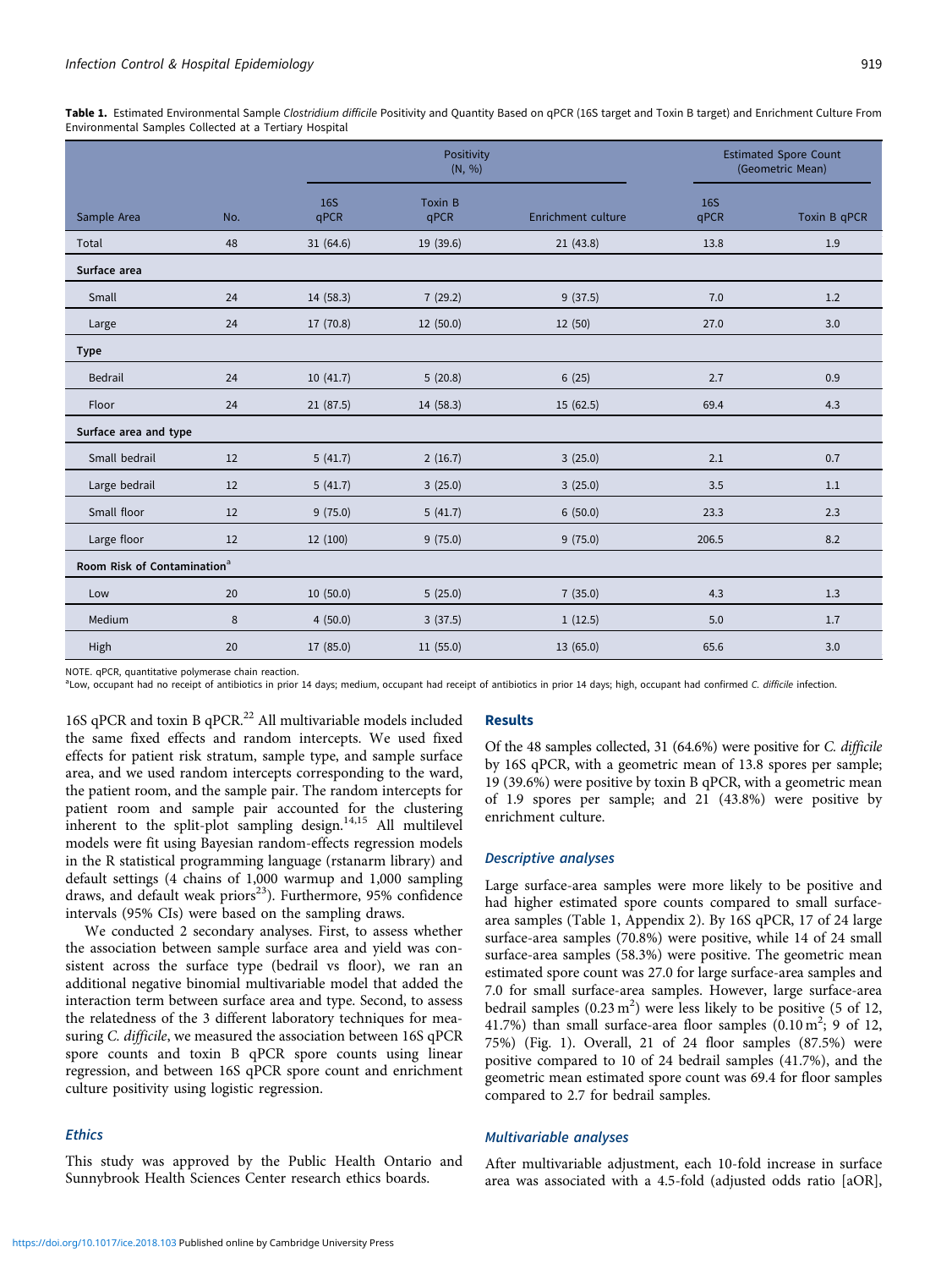**Table 1.** Estimated Environmental Sample *Clostridium difficile* Positivity and Quantity Based on qPCR (16S target and Toxin B target) and Enrichment Culture From Environmental Samples Collected at a Tertiary Hospital

| | | Positivity (N, %) | | | Estimated Spore Count (Geometric Mean) | |
|---|---|---|---|---|---|---|
| Sample Area | No. | 16S qPCR | Toxin B qPCR | Enrichment culture | 16S qPCR | Toxin B qPCR |
| Total | 48 | 31 (64.6) | 19 (39.6) | 21 (43.8) | 13.8 | 1.9 |
| **Surface area** | | | | | | |
| Small | 24 | 14 (58.3) | 7 (29.2) | 9 (37.5) | 7.0 | 1.2 |
| Large | 24 | 17 (70.8) | 12 (50.0) | 12 (50) | 27.0 | 3.0 |
| **Type** | | | | | | |
| Bedrail | 24 | 10 (41.7) | 5 (20.8) | 6 (25) | 2.7 | 0.9 |
| Floor | 24 | 21 (87.5) | 14 (58.3) | 15 (62.5) | 69.4 | 4.3 |
| **Surface area and type** | | | | | | |
| Small bedrail | 12 | 5 (41.7) | 2 (16.7) | 3 (25.0) | 2.1 | 0.7 |
| Large bedrail | 12 | 5 (41.7) | 3 (25.0) | 3 (25.0) | 3.5 | 1.1 |
| Small floor | 12 | 9 (75.0) | 5 (41.7) | 6 (50.0) | 23.3 | 2.3 |
| Large floor | 12 | 12 (100) | 9 (75.0) | 9 (75.0) | 206.5 | 8.2 |
| **Room Risk of Contamination**[a] | | | | | | |
| Low | 20 | 10 (50.0) | 5 (25.0) | 7 (35.0) | 4.3 | 1.3 |
| Medium | 8 | 4 (50.0) | 3 (37.5) | 1 (12.5) | 5.0 | 1.7 |
| High | 20 | 17 (85.0) | 11 (55.0) | 13 (65.0) | 65.6 | 3.0 |

NOTE. qPCR, quantitative polymerase chain reaction.
[a]Low, occupant had no receipt of antibiotics in prior 14 days; medium, occupant had receipt of antibiotics in prior 14 days; high, occupant had confirmed *C. difficile* infection.

16S qPCR and toxin B qPCR.[22] All multivariable models included the same fixed effects and random intercepts. We used fixed effects for patient risk stratum, sample type, and sample surface area, and we used random intercepts corresponding to the ward, the patient room, and the sample pair. The random intercepts for patient room and sample pair accounted for the clustering inherent to the split-plot sampling design.[14,15] All multilevel models were fit using Bayesian random-effects regression models in the R statistical programming language (rstanarm library) and default settings (4 chains of 1,000 warmup and 1,000 sampling draws, and default weak priors[23]). Furthermore, 95% confidence intervals (95% CIs) were based on the sampling draws.

We conducted 2 secondary analyses. First, to assess whether the association between sample surface area and yield was consistent across the surface type (bedrail vs floor), we ran an additional negative binomial multivariable model that added the interaction term between surface area and type. Second, to assess the relatedness of the 3 different laboratory techniques for measuring *C. difficile*, we measured the association between 16S qPCR spore counts and toxin B qPCR spore counts using linear regression, and between 16S qPCR spore count and enrichment culture positivity using logistic regression.

### Ethics

This study was approved by the Public Health Ontario and Sunnybrook Health Sciences Center research ethics boards.

## Results

Of the 48 samples collected, 31 (64.6%) were positive for *C. difficile* by 16S qPCR, with a geometric mean of 13.8 spores per sample; 19 (39.6%) were positive by toxin B qPCR, with a geometric mean of 1.9 spores per sample; and 21 (43.8%) were positive by enrichment culture.

### Descriptive analyses

Large surface-area samples were more likely to be positive and had higher estimated spore counts compared to small surface-area samples (Table 1, Appendix 2). By 16S qPCR, 17 of 24 large surface-area samples (70.8%) were positive, while 14 of 24 small surface-area samples (58.3%) were positive. The geometric mean estimated spore count was 27.0 for large surface-area samples and 7.0 for small surface-area samples. However, large surface-area bedrail samples (0.23 $m^2$) were less likely to be positive (5 of 12, 41.7%) than small surface-area floor samples (0.10 $m^2$; 9 of 12, 75%) (Fig. 1). Overall, 21 of 24 floor samples (87.5%) were positive compared to 10 of 24 bedrail samples (41.7%), and the geometric mean estimated spore count was 69.4 for floor samples compared to 2.7 for bedrail samples.

### Multivariable analyses

After multivariable adjustment, each 10-fold increase in surface area was associated with a 4.5-fold (adjusted odds ratio [aOR],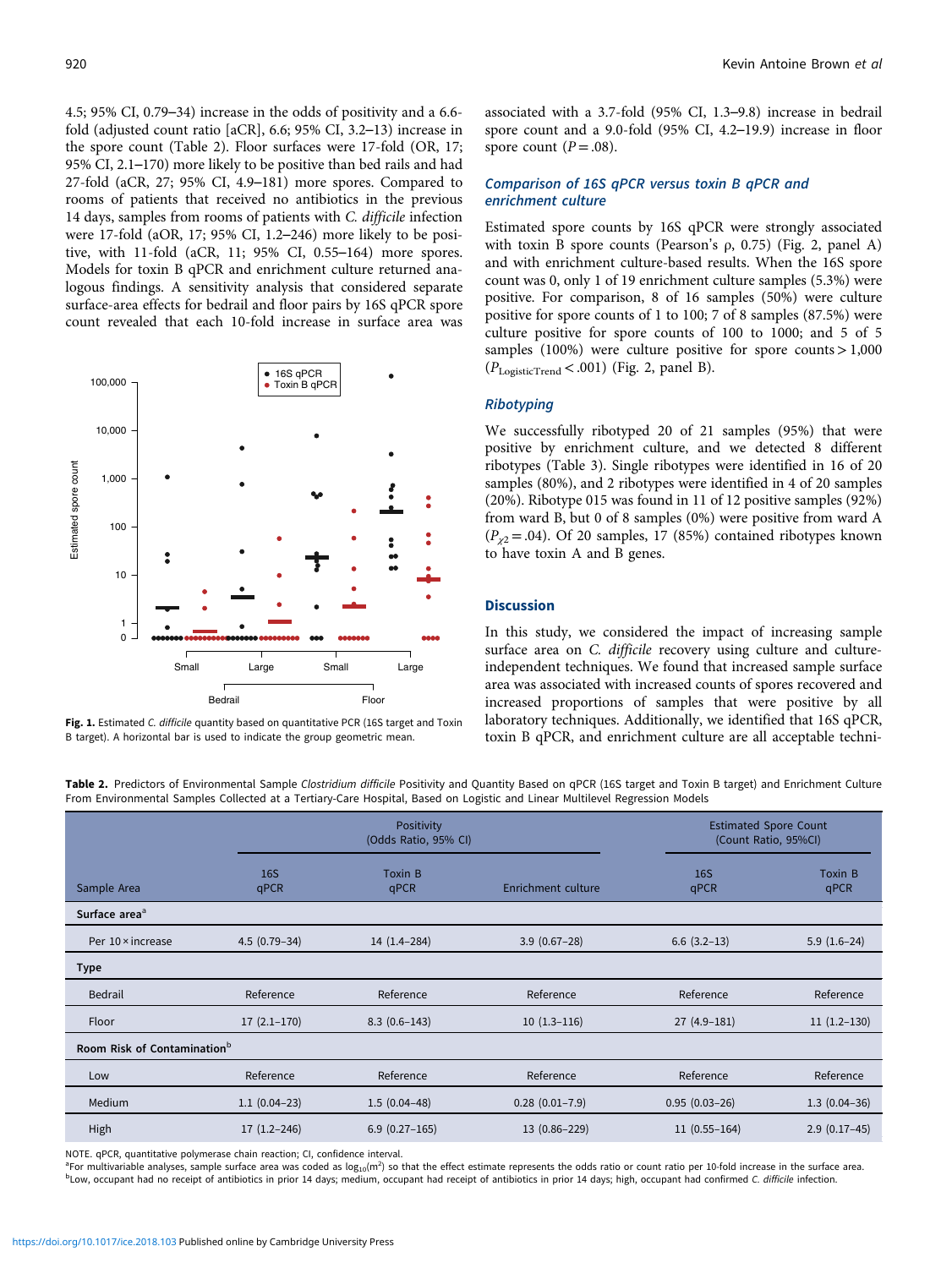4.5; 95% CI, 0.79–34) increase in the odds of positivity and a 6.6-fold (adjusted count ratio [aCR], 6.6; 95% CI, 3.2–13) increase in the spore count (Table 2). Floor surfaces were 17-fold (OR, 17; 95% CI, 2.1–170) more likely to be positive than bed rails and had 27-fold (aCR, 27; 95% CI, 4.9–181) more spores. Compared to rooms of patients that received no antibiotics in the previous 14 days, samples from rooms of patients with *C. difficile* infection were 17-fold (aOR, 17; 95% CI, 1.2–246) more likely to be positive, with 11-fold (aCR, 11; 95% CI, 0.55–164) more spores. Models for toxin B qPCR and enrichment culture returned analogous findings. A sensitivity analysis that considered separate surface-area effects for bedrail and floor pairs by 16S qPCR spore count revealed that each 10-fold increase in surface area was associated with a 3.7-fold (95% CI, 1.3–9.8) increase in bedrail spore count and a 9.0-fold (95% CI, 4.2–19.9) increase in floor spore count ($P = .08$).

**Fig. 1.** Estimated *C. difficile* quantity based on quantitative PCR (16S target and Toxin B target). A horizontal bar is used to indicate the group geometric mean.

### Comparison of 16S qPCR versus toxin B qPCR and enrichment culture

Estimated spore counts by 16S qPCR were strongly associated with toxin B spore counts (Pearson's ρ, 0.75) (Fig. 2, panel A) and with enrichment culture-based results. When the 16S spore count was 0, only 1 of 19 enrichment culture samples (5.3%) were positive. For comparison, 8 of 16 samples (50%) were culture positive for spore counts of 1 to 100; 7 of 8 samples (87.5%) were culture positive for spore counts of 100 to 1000; and 5 of 5 samples (100%) were culture positive for spore counts > 1,000 ($P_{\text{LogisticTrend}} < .001$) (Fig. 2, panel B).

### Ribotyping

We successfully ribotyped 20 of 21 samples (95%) that were positive by enrichment culture, and we detected 8 different ribotypes (Table 3). Single ribotypes were identified in 16 of 20 samples (80%), and 2 ribotypes were identified in 4 of 20 samples (20%). Ribotype 015 was found in 11 of 12 positive samples (92%) from ward B, but 0 of 8 samples (0%) were positive from ward A ($P_{\chi 2} = .04$). Of 20 samples, 17 (85%) contained ribotypes known to have toxin A and B genes.

## Discussion

In this study, we considered the impact of increasing sample surface area on *C. difficile* recovery using culture and culture-independent techniques. We found that increased sample surface area was associated with increased counts of spores recovered and increased proportions of samples that were positive by all laboratory techniques. Additionally, we identified that 16S qPCR, toxin B qPCR, and enrichment culture are all acceptable techni-

**Table 2.** Predictors of Environmental Sample *Clostridium difficile* Positivity and Quantity Based on qPCR (16S target and Toxin B target) and Enrichment Culture From Environmental Samples Collected at a Tertiary-Care Hospital, Based on Logistic and Linear Multilevel Regression Models

| | Positivity (Odds Ratio, 95% CI) | | | Estimated Spore Count (Count Ratio, 95%CI) | |
|---|---|---|---|---|---|
| Sample Area | 16S qPCR | Toxin B qPCR | Enrichment culture | 16S qPCR | Toxin B qPCR |
| **Surface area**[a] | | | | | |
| Per 10 × increase | 4.5 (0.79–34) | 14 (1.4–284) | 3.9 (0.67–28) | 6.6 (3.2–13) | 5.9 (1.6–24) |
| **Type** | | | | | |
| Bedrail | Reference | Reference | Reference | Reference | Reference |
| Floor | 17 (2.1–170) | 8.3 (0.6–143) | 10 (1.3–116) | 27 (4.9–181) | 11 (1.2–130) |
| **Room Risk of Contamination**[b] | | | | | |
| Low | Reference | Reference | Reference | Reference | Reference |
| Medium | 1.1 (0.04–23) | 1.5 (0.04–48) | 0.28 (0.01–7.9) | 0.95 (0.03–26) | 1.3 (0.04–36) |
| High | 17 (1.2–246) | 6.9 (0.27–165) | 13 (0.86–229) | 11 (0.55–164) | 2.9 (0.17–45) |

NOTE. qPCR, quantitative polymerase chain reaction; CI, confidence interval.
[a]For multivariable analyses, sample surface area was coded as $\log_{10}(m^2)$ so that the effect estimate represents the odds ratio or count ratio per 10-fold increase in the surface area.
[b]Low, occupant had no receipt of antibiotics in prior 14 days; medium, occupant had receipt of antibiotics in prior 14 days; high, occupant had confirmed *C. difficile* infection.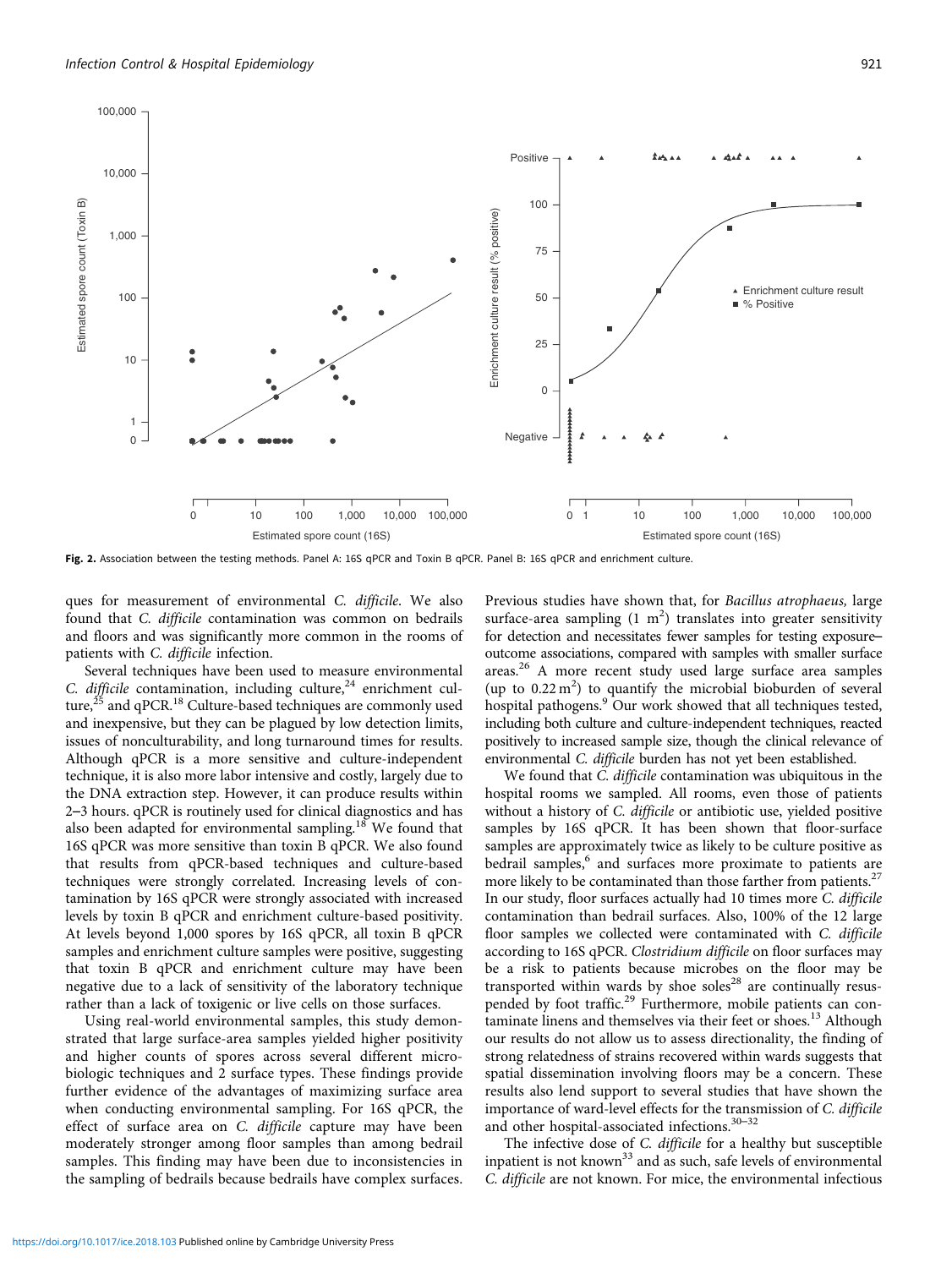Fig. 2. Association between the testing methods. Panel A: 16S qPCR and Toxin B qPCR. Panel B: 16S qPCR and enrichment culture.

ques for measurement of environmental *C. difficile*. We also found that *C. difficile* contamination was common on bedrails and floors and was significantly more common in the rooms of patients with *C. difficile* infection.

Several techniques have been used to measure environmental *C. difficile* contamination, including culture,[24] enrichment culture,[25] and qPCR.[18] Culture-based techniques are commonly used and inexpensive, but they can be plagued by low detection limits, issues of nonculturability, and long turnaround times for results. Although qPCR is a more sensitive and culture-independent technique, it is also more labor intensive and costly, largely due to the DNA extraction step. However, it can produce results within 2–3 hours. qPCR is routinely used for clinical diagnostics and has also been adapted for environmental sampling.[18] We found that 16S qPCR was more sensitive than toxin B qPCR. We also found that results from qPCR-based techniques and culture-based techniques were strongly correlated. Increasing levels of contamination by 16S qPCR were strongly associated with increased levels by toxin B qPCR and enrichment culture-based positivity. At levels beyond 1,000 spores by 16S qPCR, all toxin B qPCR samples and enrichment culture samples were positive, suggesting that toxin B qPCR and enrichment culture may have been negative due to a lack of sensitivity of the laboratory technique rather than a lack of toxigenic or live cells on those surfaces.

Using real-world environmental samples, this study demonstrated that large surface-area samples yielded higher positivity and higher counts of spores across several different microbiologic techniques and 2 surface types. These findings provide further evidence of the advantages of maximizing surface area when conducting environmental sampling. For 16S qPCR, the effect of surface area on *C. difficile* capture may have been moderately stronger among floor samples than among bedrail samples. This finding may have been due to inconsistencies in the sampling of bedrails because bedrails have complex surfaces. Previous studies have shown that, for *Bacillus atrophaeus,* large surface-area sampling (1 $m^2$) translates into greater sensitivity for detection and necessitates fewer samples for testing exposure–outcome associations, compared with samples with smaller surface areas.[26] A more recent study used large surface area samples (up to 0.22 $m^2$) to quantify the microbial bioburden of several hospital pathogens.[9] Our work showed that all techniques tested, including both culture and culture-independent techniques, reacted positively to increased sample size, though the clinical relevance of environmental *C. difficile* burden has not yet been established.

We found that *C. difficile* contamination was ubiquitous in the hospital rooms we sampled. All rooms, even those of patients without a history of *C. difficile* or antibiotic use, yielded positive samples by 16S qPCR. It has been shown that floor-surface samples are approximately twice as likely to be culture positive as bedrail samples,[6] and surfaces more proximate to patients are more likely to be contaminated than those farther from patients.[27] In our study, floor surfaces actually had 10 times more *C. difficile* contamination than bedrail surfaces. Also, 100% of the 12 large floor samples we collected were contaminated with *C. difficile* according to 16S qPCR. *Clostridium difficile* on floor surfaces may be a risk to patients because microbes on the floor may be transported within wards by shoe soles[28] are continually resuspended by foot traffic.[29] Furthermore, mobile patients can contaminate linens and themselves via their feet or shoes.[13] Although our results do not allow us to assess directionality, the finding of strong relatedness of strains recovered within wards suggests that spatial dissemination involving floors may be a concern. These results also lend support to several studies that have shown the importance of ward-level effects for the transmission of *C. difficile* and other hospital-associated infections.[30–32]

The infective dose of *C. difficile* for a healthy but susceptible inpatient is not known[33] and as such, safe levels of environmental *C. difficile* are not known. For mice, the environmental infectious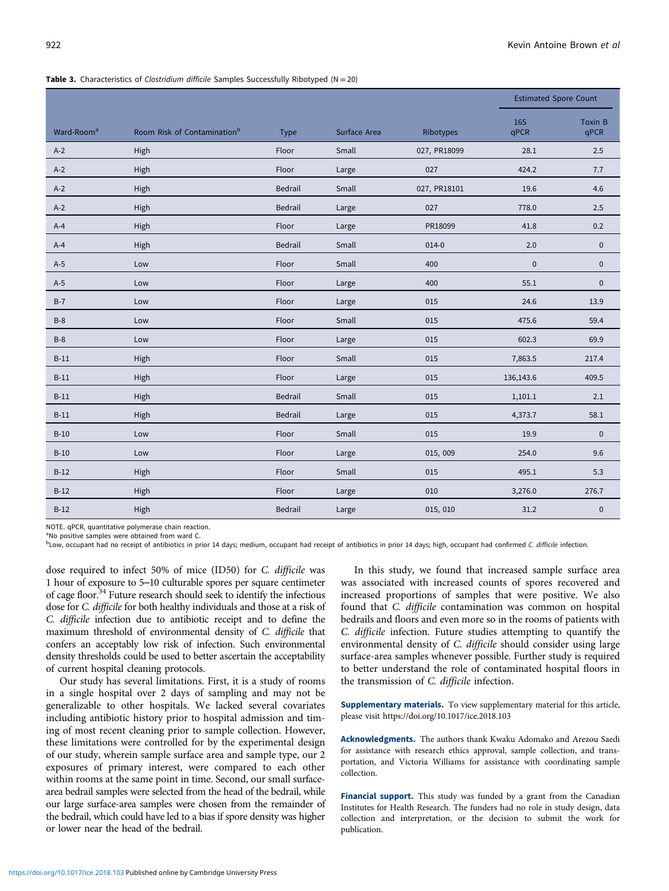**Table 3.** Characteristics of *Clostridium difficile* Samples Successfully Ribotyped (N = 20)

| | | | | | Estimated Spore Count | |
|---|---|---|---|---|---|---|
| Ward-Room[a] | Room Risk of Contamination[b] | Type | Surface Area | Ribotypes | 16S qPCR | Toxin B qPCR |
| A-2 | High | Floor | Small | 027, PR18099 | 28.1 | 2.5 |
| A-2 | High | Floor | Large | 027 | 424.2 | 7.7 |
| A-2 | High | Bedrail | Small | 027, PR18101 | 19.6 | 4.6 |
| A-2 | High | Bedrail | Large | 027 | 778.0 | 2.5 |
| A-4 | High | Floor | Large | PR18099 | 41.8 | 0.2 |
| A-4 | High | Bedrail | Small | 014-0 | 2.0 | 0 |
| A-5 | Low | Floor | Small | 400 | 0 | 0 |
| A-5 | Low | Floor | Large | 400 | 55.1 | 0 |
| B-7 | Low | Floor | Large | 015 | 24.6 | 13.9 |
| B-8 | Low | Floor | Small | 015 | 475.6 | 59.4 |
| B-8 | Low | Floor | Large | 015 | 602.3 | 69.9 |
| B-11 | High | Floor | Small | 015 | 7,863.5 | 217.4 |
| B-11 | High | Floor | Large | 015 | 136,143.6 | 409.5 |
| B-11 | High | Bedrail | Small | 015 | 1,101.1 | 2.1 |
| B-11 | High | Bedrail | Large | 015 | 4,373.7 | 58.1 |
| B-10 | Low | Floor | Small | 015 | 19.9 | 0 |
| B-10 | Low | Floor | Large | 015, 009 | 254.0 | 9.6 |
| B-12 | High | Floor | Small | 015 | 495.1 | 5.3 |
| B-12 | High | Floor | Large | 010 | 3,276.0 | 276.7 |
| B-12 | High | Bedrail | Large | 015, 010 | 31.2 | 0 |

NOTE. qPCR, quantitative polymerase chain reaction.
[a]No positive samples were obtained from ward C.
[b]Low, occupant had no receipt of antibiotics in prior 14 days; medium, occupant had receipt of antibiotics in prior 14 days; high, occupant had confirmed *C. difficile* infection.

dose required to infect 50% of mice (ID50) for *C. difficile* was 1 hour of exposure to 5–10 culturable spores per square centimeter of cage floor.[34] Future research should seek to identify the infectious dose for *C. difficile* for both healthy individuals and those at a risk of *C. difficile* infection due to antibiotic receipt and to define the maximum threshold of environmental density of *C. difficile* that confers an acceptably low risk of infection. Such environmental density thresholds could be used to better ascertain the acceptability of current hospital cleaning protocols.

Our study has several limitations. First, it is a study of rooms in a single hospital over 2 days of sampling and may not be generalizable to other hospitals. We lacked several covariates including antibiotic history prior to hospital admission and timing of most recent cleaning prior to sample collection. However, these limitations were controlled for by the experimental design of our study, wherein sample surface area and sample type, our 2 exposures of primary interest, were compared to each other within rooms at the same point in time. Second, our small surface-area bedrail samples were selected from the head of the bedrail, while our large surface-area samples were chosen from the remainder of the bedrail, which could have led to a bias if spore density was higher or lower near the head of the bedrail.

In this study, we found that increased sample surface area was associated with increased counts of spores recovered and increased proportions of samples that were positive. We also found that *C. difficile* contamination was common on hospital bedrails and floors and even more so in the rooms of patients with *C. difficile* infection. Future studies attempting to quantify the environmental density of *C. difficile* should consider using large surface-area samples whenever possible. Further study is required to better understand the role of contaminated hospital floors in the transmission of *C. difficile* infection.

**Supplementary materials.** To view supplementary material for this article, please visit https://doi.org/10.1017/ice.2018.103

**Acknowledgments.** The authors thank Kwaku Adomako and Arezou Saedi for assistance with research ethics approval, sample collection, and transportation, and Victoria Williams for assistance with coordinating sample collection.

**Financial support.** This study was funded by a grant from the Canadian Institutes for Health Research. The funders had no role in study design, data collection and interpretation, or the decision to submit the work for publication.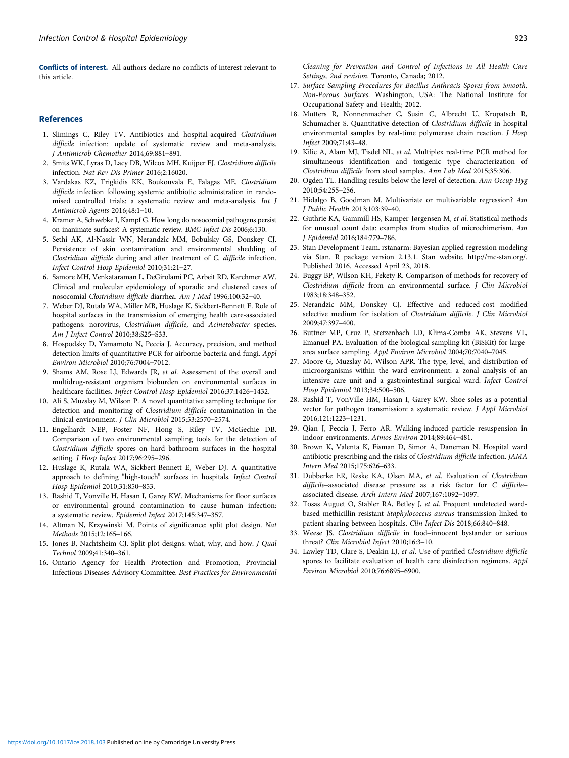**Conflicts of interest.** All authors declare no conflicts of interest relevant to this article.

## References

1. Slimings C, Riley TV. Antibiotics and hospital-acquired *Clostridium difficile* infection: update of systematic review and meta-analysis. *J Antimicrob Chemother* 2014;69:881–891.
2. Smits WK, Lyras D, Lacy DB, Wilcox MH, Kuijper EJ. *Clostridium difficile* infection. *Nat Rev Dis Primer* 2016;2:16020.
3. Vardakas KZ, Trigkidis KK, Boukouvala E, Falagas ME. *Clostridium difficile* infection following systemic antibiotic administration in randomised controlled trials: a systematic review and meta-analysis. *Int J Antimicrob Agents* 2016;48:1–10.
4. Kramer A, Schwebke I, Kampf G. How long do nosocomial pathogens persist on inanimate surfaces? A systematic review. *BMC Infect Dis* 2006;6:130.
5. Sethi AK, Al-Nassir WN, Nerandzic MM, Bobulsky GS, Donskey CJ. Persistence of skin contamination and environmental shedding of *Clostridium difficile* during and after treatment of *C. difficile* infection. *Infect Control Hosp Epidemiol* 2010;31:21–27.
6. Samore MH, Venkataraman L, DeGirolami PC, Arbeit RD, Karchmer AW. Clinical and molecular epidemiology of sporadic and clustered cases of nosocomial *Clostridium difficile* diarrhea. *Am J Med* 1996;100:32–40.
7. Weber DJ, Rutala WA, Miller MB, Huslage K, Sickbert-Bennett E. Role of hospital surfaces in the transmission of emerging health care-associated pathogens: norovirus, *Clostridium difficile*, and *Acinetobacter* species. *Am J Infect Control* 2010;38:S25–S33.
8. Hospodsky D, Yamamoto N, Peccia J. Accuracy, precision, and method detection limits of quantitative PCR for airborne bacteria and fungi. *Appl Environ Microbiol* 2010;76:7004–7012.
9. Shams AM, Rose LJ, Edwards JR, *et al*. Assessment of the overall and multidrug-resistant organism bioburden on environmental surfaces in healthcare facilities. *Infect Control Hosp Epidemiol* 2016;37:1426–1432.
10. Ali S, Muzslay M, Wilson P. A novel quantitative sampling technique for detection and monitoring of *Clostridium difficile* contamination in the clinical environment. *J Clin Microbiol* 2015;53:2570–2574.
11. Engelhardt NEP, Foster NF, Hong S, Riley TV, McGechie DB. Comparison of two environmental sampling tools for the detection of *Clostridium difficile* spores on hard bathroom surfaces in the hospital setting. *J Hosp Infect* 2017;96:295–296.
12. Huslage K, Rutala WA, Sickbert-Bennett E, Weber DJ. A quantitative approach to defining "high-touch" surfaces in hospitals. *Infect Control Hosp Epidemiol* 2010;31:850–853.
13. Rashid T, Vonville H, Hasan I, Garey KW. Mechanisms for floor surfaces or environmental ground contamination to cause human infection: a systematic review. *Epidemiol Infect* 2017;145:347–357.
14. Altman N, Krzywinski M. Points of significance: split plot design. *Nat Methods* 2015;12:165–166.
15. Jones B, Nachtsheim CJ. Split-plot designs: what, why, and how. *J Qual Technol* 2009;41:340–361.
16. Ontario Agency for Health Protection and Promotion, Provincial Infectious Diseases Advisory Committee. *Best Practices for Environmental Cleaning for Prevention and Control of Infections in All Health Care Settings, 2nd revision*. Toronto, Canada; 2012.
17. *Surface Sampling Procedures for Bacillus Anthracis Spores from Smooth, Non-Porous Surfaces*. Washington, USA: The National Institute for Occupational Safety and Health; 2012.
18. Mutters R, Nonnenmacher C, Susin C, Albrecht U, Kropatsch R, Schumacher S. Quantitative detection of *Clostridium difficile* in hospital environmental samples by real-time polymerase chain reaction. *J Hosp Infect* 2009;71:43–48.
19. Kilic A, Alam MJ, Tisdel NL, *et al*. Multiplex real-time PCR method for simultaneous identification and toxigenic type characterization of *Clostridium difficile* from stool samples. *Ann Lab Med* 2015;35:306.
20. Ogden TL. Handling results below the level of detection. *Ann Occup Hyg* 2010;54:255–256.
21. Hidalgo B, Goodman M. Multivariate or multivariable regression? *Am J Public Health* 2013;103:39–40.
22. Guthrie KA, Gammill HS, Kamper-Jørgensen M, *et al*. Statistical methods for unusual count data: examples from studies of microchimerism. *Am J Epidemiol* 2016;184:779–786.
23. Stan Development Team. rstanarm: Bayesian applied regression modeling via Stan. R package version 2.13.1. Stan website. http://mc-stan.org/. Published 2016. Accessed April 23, 2018.
24. Buggy BP, Wilson KH, Fekety R. Comparison of methods for recovery of *Clostridium difficile* from an environmental surface. *J Clin Microbiol* 1983;18:348–352.
25. Nerandzic MM, Donskey CJ. Effective and reduced-cost modified selective medium for isolation of *Clostridium difficile*. *J Clin Microbiol* 2009;47:397–400.
26. Buttner MP, Cruz P, Stetzenbach LD, Klima-Comba AK, Stevens VL, Emanuel PA. Evaluation of the biological sampling kit (BiSKit) for large-area surface sampling. *Appl Environ Microbiol* 2004;70:7040–7045.
27. Moore G, Muzslay M, Wilson APR. The type, level, and distribution of microorganisms within the ward environment: a zonal analysis of an intensive care unit and a gastrointestinal surgical ward. *Infect Control Hosp Epidemiol* 2013;34:500–506.
28. Rashid T, VonVille HM, Hasan I, Garey KW. Shoe soles as a potential vector for pathogen transmission: a systematic review. *J Appl Microbiol* 2016;121:1223–1231.
29. Qian J, Peccia J, Ferro AR. Walking-induced particle resuspension in indoor environments. *Atmos Environ* 2014;89:464–481.
30. Brown K, Valenta K, Fisman D, Simor A, Daneman N. Hospital ward antibiotic prescribing and the risks of *Clostridium difficile* infection. *JAMA Intern Med* 2015;175:626–633.
31. Dubberke ER, Reske KA, Olsen MA, *et al*. Evaluation of *Clostridium difficile*–associated disease pressure as a risk factor for *C difficile*–associated disease. *Arch Intern Med* 2007;167:1092–1097.
32. Tosas Auguet O, Stabler RA, Betley J, *et al*. Frequent undetected ward-based methicillin-resistant *Staphylococcus aureus* transmission linked to patient sharing between hospitals. *Clin Infect Dis* 2018;66:840–848.
33. Weese JS. *Clostridium difficile* in food–innocent bystander or serious threat? *Clin Microbiol Infect* 2010;16:3–10.
34. Lawley TD, Clare S, Deakin LJ, *et al*. Use of purified *Clostridium difficile* spores to facilitate evaluation of health care disinfection regimens. *Appl Environ Microbiol* 2010;76:6895–6900.